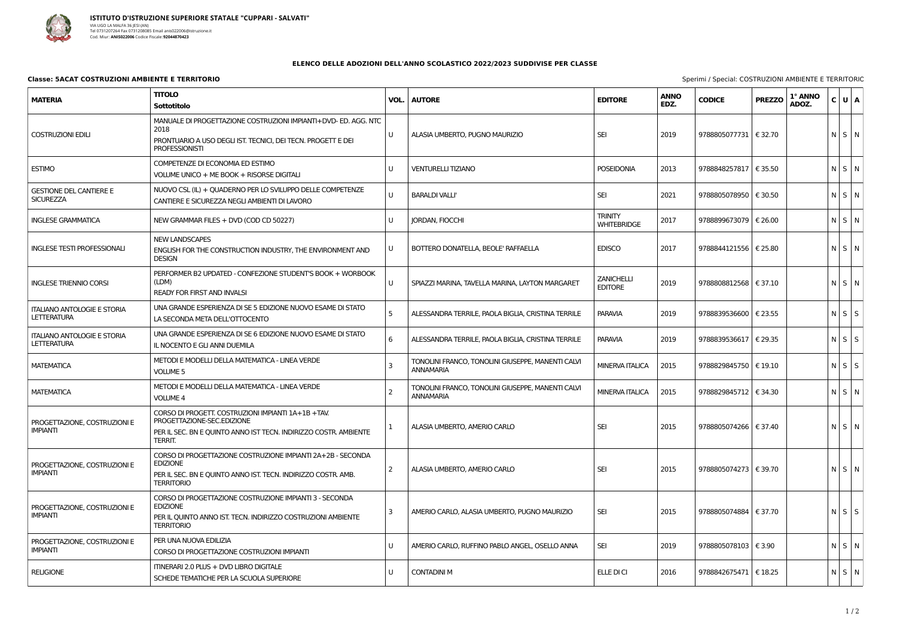**ISTITUTO D'ISTRUZIONE SUPERIORE STATALE "CUPPARI - SALVATI"**
VIA UGO LA MALFA 36 JESI (AN)
Tel 0731207264 Fax 0731208085 Email anis022006@istruzione.it
Cod. Miur: **ANIS022006** Codice Fiscale: **92044870423**

## ELENCO DELLE ADOZIONI DELL'ANNO SCOLASTICO 2022/2023 SUDDIVISE PER CLASSE

**Classe: 5ACAT COSTRUZIONI AMBIENTE E TERRITORIO**

Sperimi / Special: COSTRUZIONI AMBIENTE E TERRITORIC

| MATERIA | TITOLO<br>Sottotitolo | VOL. | AUTORE | EDITORE | ANNO EDZ. | CODICE | PREZZO | 1° ANNO ADOZ. | C | U | A |
|---|---|---|---|---|---|---|---|---|---|---|---|
| COSTRUZIONI EDILI | MANUALE DI PROGETTAZIONE COSTRUZIONI IMPIANTI+DVD- ED. AGG. NTC 2018<br>PRONTUARIO A USO DEGLI IST. TECNICI, DEI TECN. PROGETT E DEI PROFESSIONISTI | U | ALASIA UMBERTO, PUGNO MAURIZIO | SEI | 2019 | 9788805077731 | € 32.70 | | N | S | N |
| ESTIMO | COMPETENZE DI ECONOMIA ED ESTIMO<br>VOLUME UNICO + ME BOOK + RISORSE DIGITALI | U | VENTURELLI TIZIANO | POSEIDONIA | 2013 | 9788848257817 | € 35.50 | | N | S | N |
| GESTIONE DEL CANTIERE E SICUREZZA | NUOVO CSL (IL) + QUADERNO PER LO SVILUPPO DELLE COMPETENZE<br>CANTIERE E SICUREZZA NEGLI AMBIENTI DI LAVORO | U | BARALDI VALLI' | SEI | 2021 | 9788805078950 | € 30.50 | | N | S | N |
| INGLESE GRAMMATICA | NEW GRAMMAR FILES + DVD (COD CD 50227) | U | JORDAN, FIOCCHI | TRINITY WHITEBRIDGE | 2017 | 9788899673079 | € 26.00 | | N | S | N |
| INGLESE TESTI PROFESSIONALI | NEW LANDSCAPES<br>ENGLISH FOR THE CONSTRUCTION INDUSTRY, THE ENVIRONMENT AND DESIGN | U | BOTTERO DONATELLA, BEOLE' RAFFAELLA | EDISCO | 2017 | 9788844121556 | € 25.80 | | N | S | N |
| INGLESE TRIENNIO CORSI | PERFORMER B2 UPDATED - CONFEZIONE STUDENT'S BOOK + WORBOOK (LDM)<br>READY FOR FIRST AND INVALSI | U | SPIAZZI MARINA, TAVELLA MARINA, LAYTON MARGARET | ZANICHELLI EDITORE | 2019 | 9788808812568 | € 37.10 | | N | S | N |
| ITALIANO ANTOLOGIE E STORIA LETTERATURA | UNA GRANDE ESPERIENZA DI SE 5 EDIZIONE NUOVO ESAME DI STATO<br>LA SECONDA META DELL'OTTOCENTO | 5 | ALESSANDRA TERRILE, PAOLA BIGLIA, CRISTINA TERRILE | PARAVIA | 2019 | 9788839536600 | € 23.55 | | N | S | S |
| ITALIANO ANTOLOGIE E STORIA LETTERATURA | UNA GRANDE ESPERIENZA DI SE 6 EDIZIONE NUOVO ESAME DI STATO<br>IL NOCENTO E GLI ANNI DUEMILA | 6 | ALESSANDRA TERRILE, PAOLA BIGLIA, CRISTINA TERRILE | PARAVIA | 2019 | 9788839536617 | € 29.35 | | N | S | S |
| MATEMATICA | METODI E MODELLI DELLA MATEMATICA - LINEA VERDE<br>VOLUME 5 | 3 | TONOLINI FRANCO, TONOLINI GIUSEPPE, MANENTI CALVI ANNAMARIA | MINERVA ITALICA | 2015 | 9788829845750 | € 19.10 | | N | S | S |
| MATEMATICA | METODI E MODELLI DELLA MATEMATICA - LINEA VERDE<br>VOLUME 4 | 2 | TONOLINI FRANCO, TONOLINI GIUSEPPE, MANENTI CALVI ANNAMARIA | MINERVA ITALICA | 2015 | 9788829845712 | € 34.30 | | N | S | N |
| PROGETTAZIONE, COSTRUZIONI E IMPIANTI | CORSO DI PROGETT. COSTRUZIONI IMPIANTI 1A+1B +TAV. PROGETTAZIONE-SEC.EDIZIONE<br>PER IL SEC. BN E QUINTO ANNO IST TECN. INDIRIZZO COSTR. AMBIENTE TERRIT. | 1 | ALASIA UMBERTO, AMERIO CARLO | SEI | 2015 | 9788805074266 | € 37.40 | | N | S | N |
| PROGETTAZIONE, COSTRUZIONI E IMPIANTI | CORSO DI PROGETTAZIONE COSTRUZIONE IMPIANTI 2A+2B - SECONDA EDIZIONE<br>PER IL SEC. BN E QUINTO ANNO IST. TECN. INDIRIZZO COSTR. AMB. TERRITORIO | 2 | ALASIA UMBERTO, AMERIO CARLO | SEI | 2015 | 9788805074273 | € 39.70 | | N | S | N |
| PROGETTAZIONE, COSTRUZIONI E IMPIANTI | CORSO DI PROGETTAZIONE COSTRUZIONE IMPIANTI 3 - SECONDA EDIZIONE<br>PER IL QUINTO ANNO IST. TECN. INDIRIZZO COSTRUZIONI AMBIENTE TERRITORIO | 3 | AMERIO CARLO, ALASIA UMBERTO, PUGNO MAURIZIO | SEI | 2015 | 9788805074884 | € 37.70 | | N | S | S |
| PROGETTAZIONE, COSTRUZIONI E IMPIANTI | PER UNA NUOVA EDILIZIA<br>CORSO DI PROGETTAZIONE COSTRUZIONI IMPIANTI | U | AMERIO CARLO, RUFFINO PABLO ANGEL, OSELLO ANNA | SEI | 2019 | 9788805078103 | € 3.90 | | N | S | N |
| RELIGIONE | ITINERARI 2.0 PLUS + DVD LIBRO DIGITALE<br>SCHEDE TEMATICHE PER LA SCUOLA SUPERIORE | U | CONTADINI M | ELLE DI CI | 2016 | 9788842675471 | € 18.25 | | N | S | N |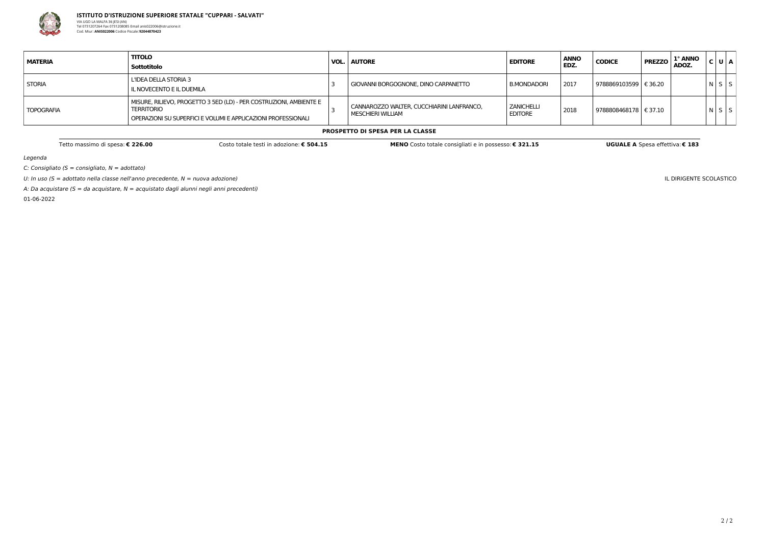**ISTITUTO D'ISTRUZIONE SUPERIORE STATALE "CUPPARI - SALVATI"**
VIA UGO LA MALFA 36 JESI (AN)
Tel 0731207264 Fax 0731208085 Email anis022006@istruzione.it
Cod. Miur: **ANIS022006** Codice Fiscale: **92044870423**

| MATERIA | TITOLO<br>Sottotitolo | VOL. | AUTORE | EDITORE | ANNO EDZ. | CODICE | PREZZO | 1° ANNO ADOZ. | C | U | A |
|---|---|---|---|---|---|---|---|---|---|---|---|
| STORIA | L'IDEA DELLA STORIA 3<br>IL NOVECENTO E IL DUEMILA | 3 | GIOVANNI BORGOGNONE, DINO CARPANETTO | B.MONDADORI | 2017 | 9788869103599 | € 36.20 | | N | S | S |
| TOPOGRAFIA | MISURE, RILIEVO, PROGETTO 3 5ED (LD) - PER COSTRUZIONI, AMBIENTE E TERRITORIO<br>OPERAZIONI SU SUPERFICI E VOLUMI E APPLICAZIONI PROFESSIONALI | 3 | CANNAROZZO WALTER, CUCCHIARINI LANFRANCO, MESCHIERI WILLIAM | ZANICHELLI EDITORE | 2018 | 9788808468178 | € 37.10 | | N | S | S |

**PROSPETTO DI SPESA PER LA CLASSE**

Tetto massimo di spesa: **€ 226.00** — Costo totale testi in adozione: **€ 504.15** — **MENO** Costo totale consigliati e in possesso: **€ 321.15** — **UGUALE A** Spesa effettiva: **€ 183**

*Legenda*

*C: Consigliato (S = consigliato, N = adottato)*

*U: In uso (S = adottato nella classe nell'anno precedente, N = nuova adozione)*

*A: Da acquistare (S = da acquistare, N = acquistato dagli alunni negli anni precedenti)*

01-06-2022

IL DIRIGENTE SCOLASTICO